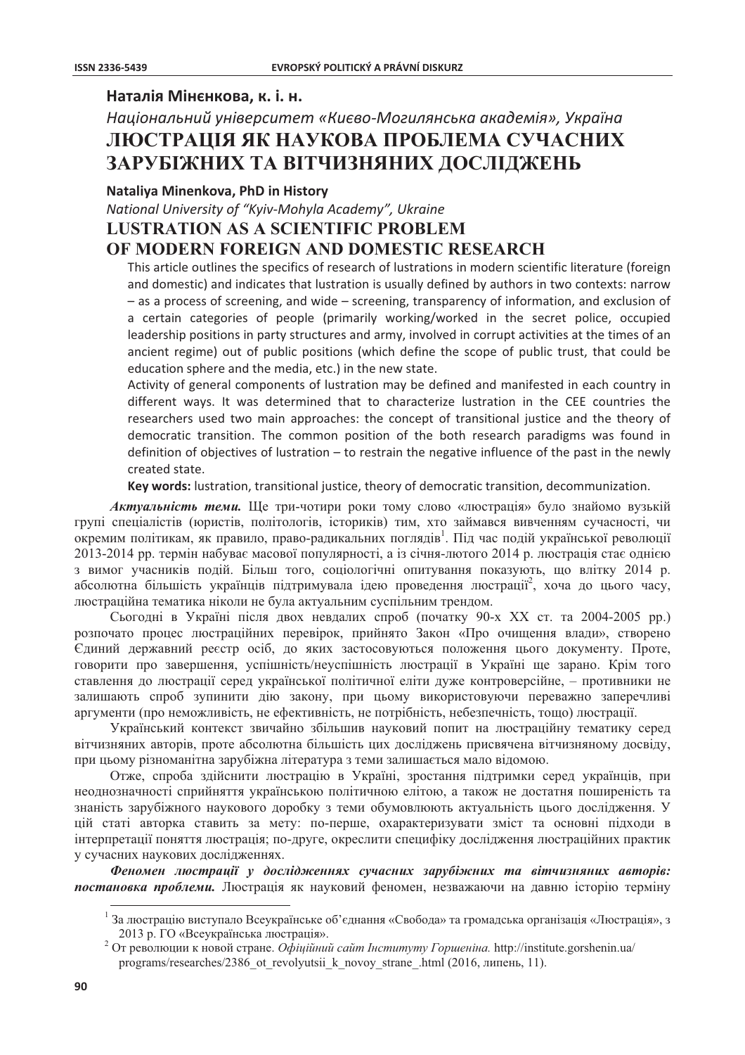**Наталія Мінєнкова, к. і. н.**

*Національний університет «Києво-Могилянська академія», Україна*

# ЛЮСТРАЦІЯ ЯК НАУКОВА ПРОБЛЕМА СУЧАСНИХ ЗАРУБІЖНИХ ТА ВІТЧИЗНЯНИХ ДОСЛІДЖЕНЬ

**Nataliya Minenkova, PhD in History**

*National University of "Kyiv-Mohyla Academy", Ukraine*

# LUSTRATION AS A SCIENTIFIC PROBLEM OF MODERN FOREIGN AND DOMESTIC RESEARCH

This article outlines the specifics of research of lustrations in modern scientific literature (foreign and domestic) and indicates that lustration is usually defined by authors in two contexts: narrow – as a process of screening, and wide – screening, transparency of information, and exclusion of a certain categories of people (primarily working/worked in the secret police, occupied leadership positions in party structures and army, involved in corrupt activities at the times of an ancient regime) out of public positions (which define the scope of public trust, that could be education sphere and the media, etc.) in the new state.

Activity of general components of lustration may be defined and manifested in each country in different ways. It was determined that to characterize lustration in the CEE countries the researchers used two main approaches: the concept of transitional justice and the theory of democratic transition. The common position of the both research paradigms was found in definition of objectives of lustration – to restrain the negative influence of the past in the newly created state.

**Key words:** lustration, transitional justice, theory of democratic transition, decommunization.

***Актуальність теми.*** Ще три-чотири роки тому слово «люстрація» було знайомо вузькій групі спеціалістів (юристів, політологів, істориків) тим, хто займався вивченням сучасності, чи окремим політикам, як правило, право-радикальних поглядів[1]. Під час подій української революції 2013-2014 рр. термін набуває масової популярності, а із січня-лютого 2014 р. люстрація стає однією з вимог учасників подій. Більш того, соціологічні опитування показують, що влітку 2014 р. абсолютна більшість українців підтримувала ідею проведення люстрації[2], хоча до цього часу, люстраційна тематика ніколи не була актуальним суспільним трендом.

Сьогодні в Україні після двох невдалих спроб (початку 90-х ХХ ст. та 2004-2005 рр.) розпочато процес люстраційних перевірок, прийнято Закон «Про очищення влади», створено Єдиний державний реєстр осіб, до яких застосовуються положення цього документу. Проте, говорити про завершення, успішність/неуспішність люстрації в Україні ще зарано. Крім того ставлення до люстрації серед української політичної еліти дуже контроверсійне, – противники не залишають спроб зупинити дію закону, при цьому використовуючи переважно заперечливі аргументи (про неможливість, не ефективність, не потрібність, небезпечність, тощо) люстрації.

Український контекст звичайно збільшив науковий попит на люстраційну тематику серед вітчизняних авторів, проте абсолютна більшість цих досліджень присвячена вітчизняному досвіду, при цьому різноманітна зарубіжна література з теми залишається мало відомою.

Отже, спроба здійснити люстрацію в Україні, зростання підтримки серед українців, при неоднозначності сприйняття українською політичною елітою, а також не достатня поширеність та знаність зарубіжного наукового доробку з теми обумовлюють актуальність цього дослідження. У цій статі авторка ставить за мету: по-перше, охарактеризувати зміст та основні підходи в інтерпретації поняття люстрація; по-друге, окреслити специфіку дослідження люстраційних практик у сучасних наукових дослідженнях.

***Феномен люстрації у дослідженнях сучасних зарубіжних та вітчизняних авторів: постановка проблеми.*** Люстрація як науковий феномен, незважаючи на давню історію терміну

---

[1] За люстрацію виступало Всеукраїнське об'єднання «Свобода» та громадська організація «Люстрація», з 2013 р. ГО «Всеукраїнська люстрація».

[2] От революции к новой стране. *Офіційний сайт Інституту Горшеніна.* http://institute.gorshenin.ua/programs/researches/2386_ot_revolyutsii_k_novoy_strane_.html (2016, липень, 11).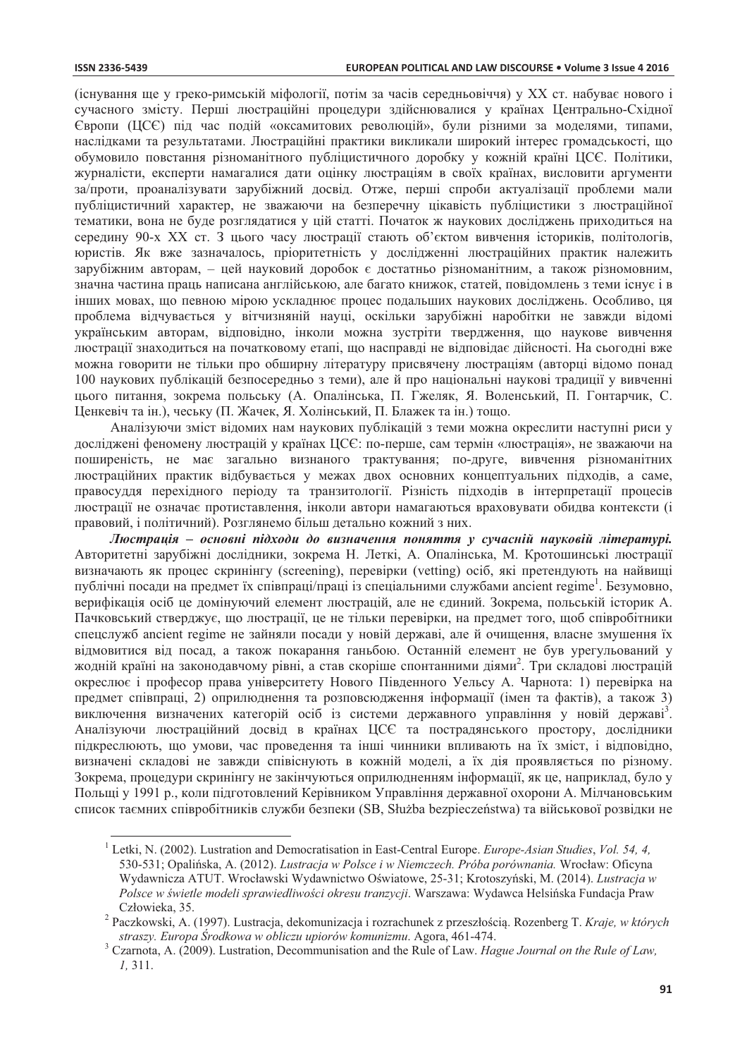(існування ще у греко-римській міфології, потім за часів середньовіччя) у XX ст. набуває нового і сучасного змісту. Перші люстраційні процедури здійснювалися у країнах Центрально-Східної Європи (ЦСЄ) під час подій «оксамитових революцій», були різними за моделями, типами, наслідками та результатами. Люстраційні практики викликали широкий інтерес громадськості, що обумовило повстання різноманітного публіцистичного доробку у кожній країні ЦСЄ. Політики, журналісти, експерти намагалися дати оцінку люстраціям в своїх країнах, висловити аргументи за/проти, проаналізувати зарубіжний досвід. Отже, перші спроби актуалізації проблеми мали публіцистичний характер, не зважаючи на безперечну цікавість публіцистики з люстраційної тематики, вона не буде розглядатися у цій статті. Початок ж наукових досліджень приходиться на середину 90-х XX ст. З цього часу люстрації стають об'єктом вивчення істориків, політологів, юристів. Як вже зазначалось, пріоритетність у дослідженні люстраційних практик належить зарубіжним авторам, – цей науковий доробок є достатньо різноманітним, а також різномовним, значна частина праць написана англійською, але багато книжок, статей, повідомлень з теми існує і в інших мовах, що певною мірою ускладнює процес подальших наукових досліджень. Особливо, ця проблема відчувається у вітчизняній науці, оскільки зарубіжні наробітки не завжди відомі українським авторам, відповідно, інколи можна зустріти твердження, що наукове вивчення люстрації знаходиться на початковому етапі, що насправді не відповідає дійсності. На сьогодні вже можна говорити не тільки про обширну літературу присвячену люстраціям (авторці відомо понад 100 наукових публікацій безпосередньо з теми), але й про національні наукові традиції у вивченні цього питання, зокрема польську (А. Опалінська, П. Гжеляк, Я. Воленський, П. Гонтарчик, С. Ценкевіч та ін.), чеську (П. Жачек, Я. Холінський, П. Блажек та ін.) тощо.

Аналізуючи зміст відомих нам наукових публікацій з теми можна окреслити наступні риси у досліджені феномену люстрацій у країнах ЦСЄ: по-перше, сам термін «люстрація», не зважаючи на поширеність, не має загально визнаного трактування; по-друге, вивчення різноманітних люстраційних практик відбувається у межах двох основних концептуальних підходів, а саме, правосуддя перехідного періоду та транзитології. Різність підходів в інтерпретації процесів люстрації не означає протиставлення, інколи автори намагаються враховувати обидва контексти (і правовий, і політичний). Розглянемо більш детально кожний з них.

***Люстрація – основні підходи до визначення поняття у сучасній науковій літературі.*** Авторитетні зарубіжні дослідники, зокрема Н. Леткі, А. Опалінська, М. Кротошинські люстрації визначають як процес скринінгу (screening), перевірки (vetting) осіб, які претендують на найвищі публічні посади на предмет їх співпраці/праці із спеціальними службами ancient regime[1]. Безумовно, верифікація осіб це домінуючий елемент люстрацій, але не єдиний. Зокрема, польській історик А. Пачковський стверджує, що люстрації, це не тільки перевірки, на предмет того, щоб співробітники спецслужб ancient regime не зайняли посади у новій державі, але й очищення, власне змушення їх відмовитися від посад, а також покарання ганьбою. Останній елемент не був урегульований у жодній країні на законодавчому рівні, а став скоріше спонтанними діями[2]. Три складові люстрацій окреслює і професор права університету Нового Південного Уельсу А. Чарнота: 1) перевірка на предмет співпраці, 2) оприлюднення та розповсюдження інформації (імен та фактів), а також 3) виключення визначених категорій осіб із системи державного управління у новій державі[3]. Аналізуючи люстраційний досвід в країнах ЦСЄ та пострадянського простору, дослідники підкреслюють, що умови, час проведення та інші чинники впливають на їх зміст, і відповідно, визначені складові не завжди співіснують в кожній моделі, а їх дія проявляється по різному. Зокрема, процедури скринінгу не закінчуються оприлюдненням інформації, як це, наприклад, було у Польщі у 1991 р., коли підготовлений Керівником Управління державної охорони А. Мілчановським список таємних співробітників служби безпеки (SB, Służba bezpieczeństwa) та військової розвідки не

---

[1] Letki, N. (2002). Lustration and Democratisation in East-Central Europe. *Europe-Asian Studies*, *Vol. 54, 4,* 530-531; Opalińska, A. (2012). *Lustracja w Polsce i w Niemczech. Próba porównania.* Wrocław: Oficyna Wydawnicza ATUT. Wrocławski Wydawnictwo Oświatowe, 25-31; Krotoszyński, M. (2014). *Lustracja w Polsce w świetle modeli sprawiedliwości okresu tranzycji*. Warszawa: Wydawca Helsińska Fundacja Praw Człowieka, 35.

[2] Paczkowski, A. (1997). Lustracja, dekomunizacja i rozrachunek z przeszłością. Rozenberg T. *Kraje, w których straszy. Europa Środkowa w obliczu upiorów komunizmu*. Agora, 461-474.

[3] Czarnota, A. (2009). Lustration, Decommunisation and the Rule of Law. *Hague Journal on the Rule of Law, 1,* 311.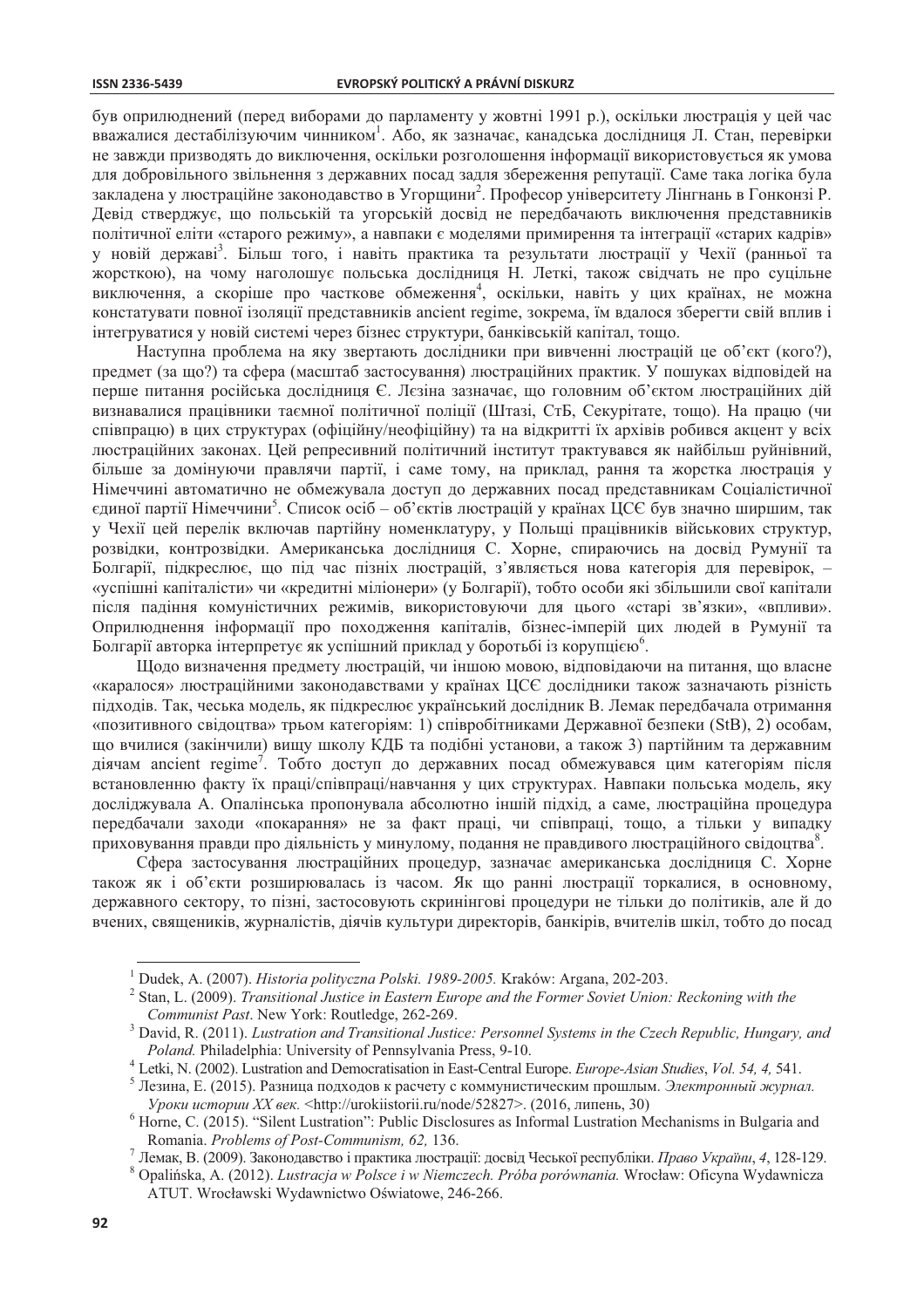був оприлюднений (перед виборами до парламенту у жовтні 1991 р.), оскільки люстрація у цей час вважалися дестабілізуючим чинником[1]. Або, як зазначає, канадська дослідниця Л. Стан, перевірки не завжди призводять до виключення, оскільки розголошення інформації використовується як умова для добровільного звільнення з державних посад задля збереження репутації. Саме така логіка була закладена у люстраційне законодавство в Угорщини[2]. Професор університету Лінгнань в Гонконзі Р. Девід стверджує, що польській та угорській досвід не передбачають виключення представників політичної еліти «старого режиму», а навпаки є моделями примирення та інтеграції «старих кадрів» у новій державі[3]. Більш того, і навіть практика та результати люстрації у Чехії (ранньої та жорсткою), на чому наголошує польська дослідниця Н. Леткі, також свідчать не про суцільне виключення, а скоріше про часткове обмеження[4], оскільки, навіть у цих країнах, не можна констатувати повної ізоляції представників ancient regime, зокрема, їм вдалося зберегти свій вплив і інтегруватися у новій системі через бізнес структури, банківській капітал, тощо.

Наступна проблема на яку звертають дослідники при вивченні люстрацій це об'єкт (кого?), предмет (за що?) та сфера (масштаб застосування) люстраційних практик. У пошуках відповідей на перше питання російська дослідниця Є. Лєзіна зазначає, що головним об'єктом люстраційних дій визнавалися працівники таємної політичної поліції (Штазі, СтБ, Секурітате, тощо). На працю (чи співпрацю) в цих структурах (офіційну/неофіційну) та на відкритті їх архівів робився акцент у всіх люстраційних законах. Цей репресивний політичний інститут трактувався як найбільш руйнівний, більше за домінуючи правлячи партії, і саме тому, на приклад, рання та жорстка люстрація у Німеччині автоматично не обмежувала доступ до державних посад представникам Соціалістичної єдиної партії Німеччини[5]. Список осіб – об'єктів люстрацій у країнах ЦСЄ був значно ширшим, так у Чехії цей перелік включав партійну номенклатуру, у Польщі працівників військових структур, розвідки, контрозвідки. Американська дослідниця С. Хорне, спираючись на досвід Румунії та Болгарії, підкреслює, що під час пізніх люстрацій, з'являється нова категорія для перевірок, – «успішні капіталісти» чи «кредитні міліонери» (у Болгарії), тобто особи які збільшили свої капітали після падіння комуністичних режимів, використовуючи для цього «старі зв'язки», «впливи». Оприлюднення інформації про походження капіталів, бізнес-імперій цих людей в Румунії та Болгарії авторка інтерпретує як успішний приклад у боротьбі із корупцією[6].

Щодо визначення предмету люстрацій, чи іншою мовою, відповідаючи на питання, що власне «каралося» люстраційними законодавствами у країнах ЦСЄ дослідники також зазначають різність підходів. Так, чеська модель, як підкреслює український дослідник В. Лемак передбачала отримання «позитивного свідоцтва» трьом категоріям: 1) співробітниками Державної безпеки (StB), 2) особам, що вчилися (закінчили) вищу школу КДБ та подібні установи, а також 3) партійним та державним діячам ancient regime[7]. Тобто доступ до державних посад обмежувався цим категоріям після встановленню факту їх праці/співпраці/навчання у цих структурах. Навпаки польська модель, яку досліджувала А. Опалінська пропонувала абсолютно іншій підхід, а саме, люстраційна процедура передбачали заходи «покарання» не за факт праці, чи співпраці, тощо, а тільки у випадку приховування правди про діяльність у минулому, подання не правдивого люстраційного свідоцтва[8].

Сфера застосування люстраційних процедур, зазначає американська дослідниця С. Хорне також як і об'єкти розширювалась із часом. Як що ранні люстрації торкалися, в основному, державного сектору, то пізні, застосовують скринінгові процедури не тільки до політиків, але й до вчених, священиків, журналістів, діячів культури директорів, банкірів, вчителів шкіл, тобто до посад

---

[1] Dudek, A. (2007). *Historia polityczna Polski. 1989-2005.* Kraków: Argana, 202-203.

[2] Stan, L. (2009). *Transitional Justice in Eastern Europe and the Former Soviet Union: Reckoning with the Communist Past*. New York: Routledge, 262-269.

[3] David, R. (2011). *Lustration and Transitional Justice: Personnel Systems in the Czech Republic, Hungary, and Poland.* Philadelphia: University of Pennsylvania Press, 9-10.

[4] Letki, N. (2002). Lustration and Democratisation in East-Central Europe. *Europe-Asian Studies*, *Vol. 54, 4,* 541.

[5] Лезина, Е. (2015). Разница подходов к расчету с коммунистическим прошлым. *Электронный журнал. Уроки истории XX век.* <http://urokiistorii.ru/node/52827>. (2016, липень, 30)

[6] Horne, C. (2015). "Silent Lustration": Public Disclosures as Informal Lustration Mechanisms in Bulgaria and Romania. *Problems of Post-Communism, 62,* 136.

[7] Лемак, В. (2009). Законодавство і практика люстрації: досвід Чеської республіки. *Право України*, *4*, 128-129.

[8] Opalińska, A. (2012). *Lustracja w Polsce i w Niemczech. Próba porównania.* Wrocław: Oficyna Wydawnicza ATUT. Wrocławski Wydawnictwo Oświatowe, 246-266.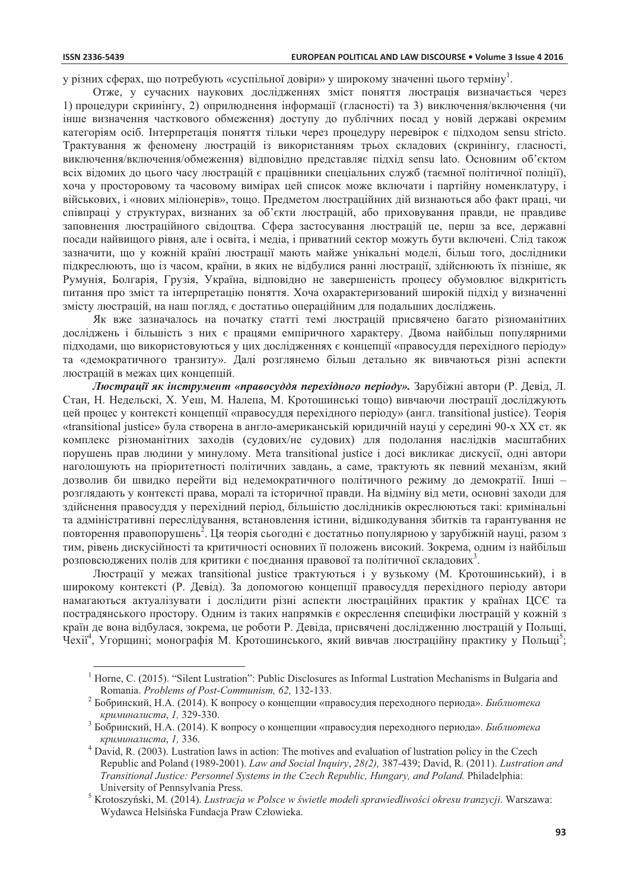у різних сферах, що потребують «суспільної довіри» у широкому значенні цього терміну[1].

Отже, у сучасних наукових дослідженнях зміст поняття люстрація визначається через 1) процедури скринінгу, 2) оприлюднення інформації (гласності) та 3) виключення/включення (чи інше визначення часткового обмеження) доступу до публічних посад у новій державі окремим категоріям осіб. Інтерпретація поняття тільки через процедуру перевірок є підходом sensu stricto. Трактування ж феномену люстрацій із використанням трьох складових (скринінгу, гласності, виключення/включення/обмеження) відповідно представляє підхід sensu lato. Основним об'єктом всіх відомих до цього часу люстрацій є працівники спеціальних служб (таємної політичної поліції), хоча у просторовому та часовому вимірах цей список може включати і партійну номенклатуру, і військових, і «нових міліонерів», тощо. Предметом люстраційних дій визнаються або факт праці, чи співпраці у структурах, визнаних за об'єкти люстрацій, або приховування правди, не правдиве заповнення люстраційного свідоцтва. Сфера застосування люстрацій це, перш за все, державні посади найвищого рівня, але і освіта, і медіа, і приватний сектор можуть бути включені. Слід також зазначити, що у кожній країні люстрації мають майже унікальні моделі, більш того, дослідники підкреслюють, що із часом, країни, в яких не відбулися ранні люстрації, здійснюють їх пізніше, як Румунія, Болгарія, Грузія, Україна, відповідно не завершеність процесу обумовлює відкритість питання про зміст та інтерпретацію поняття. Хоча охарактеризований широкій підхід у визначенні змісту люстрацій, на наш погляд, є достатньо операційним для подальших досліджень.

Як вже зазначалось на початку статті темі люстрацій присвячено багато різноманітних досліджень і більшість з них є працями емпіричного характеру. Двома найбільш популярними підходами, що використовуються у цих дослідженнях є концепції «правосуддя перехідного періоду» та «демократичного транзиту». Далі розглянемо більш детально як вивчаються різні аспекти люстрацій в межах цих концепцій.

***Люстрації як інструмент «правосуддя перехідного періоду».*** Зарубіжні автори (Р. Девід, Л. Стан, Н. Недельскі, Х. Уеш, М. Налепа, М. Кротошинські тощо) вивчаючи люстрації досліджують цей процес у контексті концепції «правосуддя перехідного періоду» (англ. transitional justice). Теорія «transitional justice» була створена в англо-американській юридичній науці у середині 90-х XX ст. як комплекс різноманітних заходів (судових/не судових) для подолання наслідків масштабних порушень прав людини у минулому. Мета transitional justice і досі викликає дискусії, одні автори наголошують на пріоритетності політичних завдань, а саме, трактують як певний механізм, який дозволив би швидко перейти від недемократичного політичного режиму до демократії. Інші – розглядають у контексті права, моралі та історичної правди. На відміну від мети, основні заходи для здійснення правосуддя у перехідний період, більшістю дослідників окреслюються такі: кримінальні та адміністративні переслідування, встановлення істини, відшкодування збитків та гарантування не повторення правопорушень[2]. Ця теорія сьогодні є достатньо популярною у зарубіжній науці, разом з тим, рівень дискусійності та критичності основних її положень високий. Зокрема, одним із найбільш розповсюджених полів для критики є поєднання правової та політичної складових[3].

Люстрації у межах transitional justice трактуються і у вузькому (М. Кротошинський), і в широкому контексті (Р. Девід). За допомогою концепції правосуддя перехідного періоду автори намагаються актуалізувати і дослідити різні аспекти люстраційних практик у країнах ЦСЄ та пострадянського простору. Одним із таких напрямків є окреслення специфіки люстрацій у кожній з країн де вона відбулася, зокрема, це роботи Р. Девіда, присвячені дослідженню люстрацій у Польщі, Чехії[4], Угорщині; монографія М. Кротошинського, який вивчав люстраційну практику у Польщі[5];

---

[1] Horne, C. (2015). "Silent Lustration": Public Disclosures as Informal Lustration Mechanisms in Bulgaria and Romania. *Problems of Post-Communism, 62,* 132-133.

[2] Бобринский, Н.А. (2014). К вопросу о концепции «правосудия переходного периода». *Библиотека криминалиста*, *1,* 329-330.

[3] Бобринский, Н.А. (2014). К вопросу о концепции «правосудия переходного периода». *Библиотека криминалиста*, *1,* 336.

[4] David, R. (2003). Lustration laws in action: The motives and evaluation of lustration policy in the Czech Republic and Poland (1989-2001). *Law and Social Inquiry*, *28(2),* 387-439; David, R. (2011). *Lustration and Transitional Justice: Personnel Systems in the Czech Republic, Hungary, and Poland.* Philadelphia: University of Pennsylvania Press.

[5] Krotoszyński, M. (2014). *Lustracja w Polsce w świetle modeli sprawiedliwości okresu tranzycji*. Warszawa: Wydawca Helsińska Fundacja Praw Człowieka.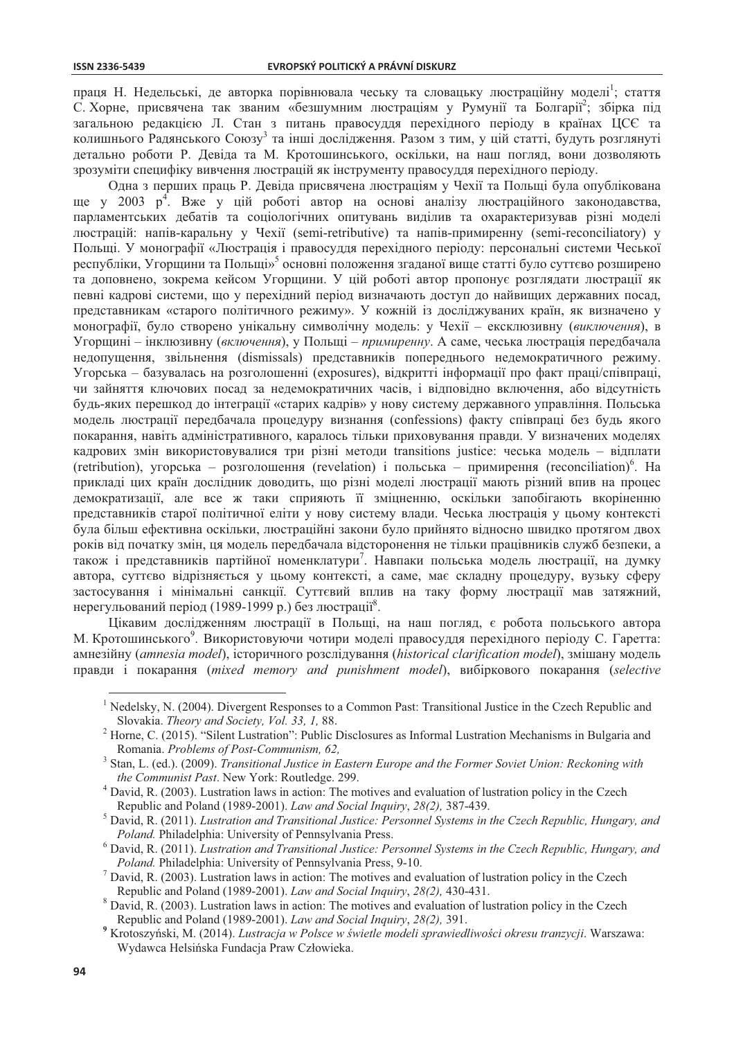праця Н. Недельські, де авторка порівнювала чеську та словацьку люстраційну моделі[1]; стаття С. Хорне, присвячена так званим «безшумним люстраціям у Румунії та Болгарії[2]; збірка під загальною редакцією Л. Стан з питань правосуддя перехідного періоду в країнах ЦСЄ та колишнього Радянського Союзу[3] та інші дослідження. Разом з тим, у цій статті, будуть розглянуті детально роботи Р. Девіда та М. Кротошинського, оскільки, на наш погляд, вони дозволяють зрозуміти специфіку вивчення люстрацій як інструменту правосуддя перехідного періоду.

Одна з перших праць Р. Девіда присвячена люстраціям у Чехії та Польщі була опублікована ще у 2003 р[4]. Вже у цій роботі автор на основі аналізу люстраційного законодавства, парламентських дебатів та соціологічних опитувань виділив та охарактеризував різні моделі люстрацій: напів-карильну у Чехії (semi-retributive) та напів-примиренну (semi-reconciliatory) у Польщі. У монографії «Люстрація і правосуддя перехідного періоду: персональні системи Чеської республіки, Угорщини та Польщі»[5] основні положення згаданої вище статті було суттєво розширено та доповнено, зокрема кейсом Угорщини. У цій роботі автор пропонує розглядати люстрації як певні кадрові системи, що у перехідний період визначають доступ до найвищих державних посад, представникам «старого політичного режиму». У кожній із досліджуваних країн, як визначено у монографії, було створено унікальну символічну модель: у Чехії – ексклюзивну (*виключення*), в Угорщині – інклюзивну (*включення*), у Польщі – *примиренну*. А саме, чеська люстрація передбачала недопущення, звільнення (dismissals) представників попереднього недемократичного режиму. Угорська – базувалась на розголошенні (exposures), відкритті інформації про факт праці/співпраці, чи зайняття ключових посад за недемократичних часів, і відповідно включення, або відсутність будь-яких перешкод до інтеграції «старих кадрів» у нову систему державного управління. Польська модель люстрації передбачала процедуру визнання (confessions) факту співпраці без будь якого покарання, навіть адміністративного, каралось тільки приховування правди. У визначених моделях кадрових змін використовувалися три різні методи transitions justice: чеська модель – відплати (retribution), угорська – розголошення (revelation) і польська – примирення (reconciliation)[6]. На прикладі цих країн дослідник доводить, що різні моделі люстрації мають різний вплив на процес демократизації, але все ж таки сприяють її зміцненню, оскільки запобігають вкоріненню представників старої політичної еліти у нову систему влади. Чеська люстрація у цьому контексті була більш ефективна оскільки, люстраційні закони було прийнято відносно швидко протягом двох років від початку змін, ця модель передбачала відсторонення не тільки працівників служб безпеки, а також і представників партійної номенклатури[7]. Навпаки польська модель люстрації, на думку автора, суттєво відрізняється у цьому контексті, а саме, має складну процедуру, вузьку сферу застосування і мінімальні санкції. Суттєвий вплив на таку форму люстрації мав затяжний, нерегульований період (1989-1999 р.) без люстрації[8].

Цікавим дослідженням люстрації в Польщі, на наш погляд, є робота польського автора М. Кротошинського[9]. Використовуючи чотири моделі правосуддя перехідного періоду С. Гаретта: амнезійну (*amnesia model*), історичного розслідування (*historical clarification model*), змішану модель правди і покарання (*mixed memory and punishment model*), вибіркового покарання (*selective*

---

[1] Nedelsky, N. (2004). Divergent Responses to a Common Past: Transitional Justice in the Czech Republic and Slovakia. *Theory and Society, Vol. 33, 1,* 88.

[2] Horne, C. (2015). "Silent Lustration": Public Disclosures as Informal Lustration Mechanisms in Bulgaria and Romania. *Problems of Post-Communism, 62,*

[3] Stan, L. (ed.). (2009). *Transitional Justice in Eastern Europe and the Former Soviet Union: Reckoning with the Communist Past*. New York: Routledge. 299.

[4] David, R. (2003). Lustration laws in action: The motives and evaluation of lustration policy in the Czech Republic and Poland (1989-2001). *Law and Social Inquiry*, *28(2),* 387-439.

[5] David, R. (2011). *Lustration and Transitional Justice: Personnel Systems in the Czech Republic, Hungary, and Poland.* Philadelphia: University of Pennsylvania Press.

[6] David, R. (2011). *Lustration and Transitional Justice: Personnel Systems in the Czech Republic, Hungary, and Poland.* Philadelphia: University of Pennsylvania Press, 9-10.

[7] David, R. (2003). Lustration laws in action: The motives and evaluation of lustration policy in the Czech Republic and Poland (1989-2001). *Law and Social Inquiry*, *28(2),* 430-431.

[8] David, R. (2003). Lustration laws in action: The motives and evaluation of lustration policy in the Czech Republic and Poland (1989-2001). *Law and Social Inquiry*, *28(2),* 391.

[9] Krotoszyński, M. (2014). *Lustracja w Polsce w świetle modeli sprawiedliwości okresu tranzycji*. Warszawa: Wydawca Helsińska Fundacja Praw Człowieka.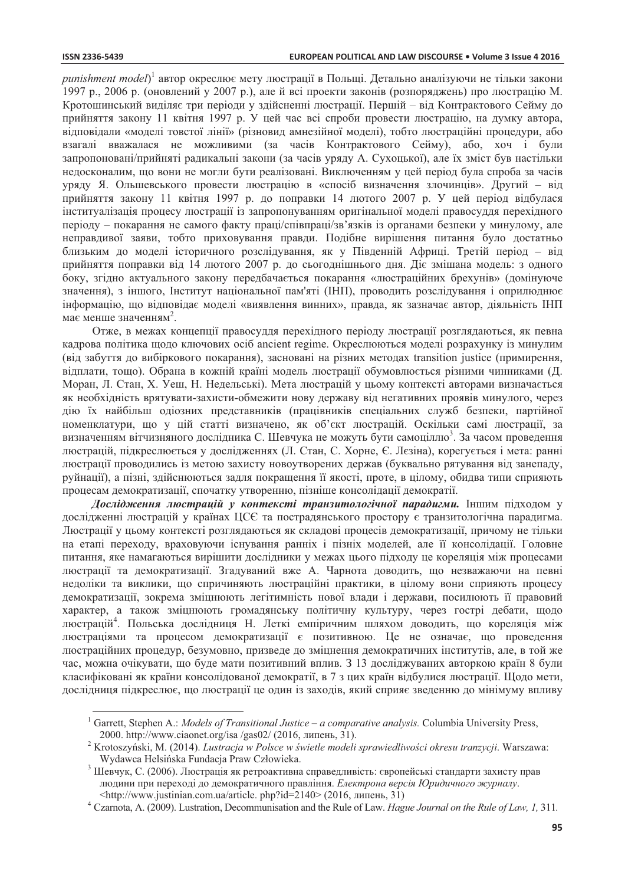*punishment model*)[1] автор окреслює мету люстрації в Польщі. Детально аналізуючи не тільки закони 1997 р., 2006 р. (оновлений у 2007 р.), але й всі проекти законів (розпоряджень) про люстрацію М. Кротошинський виділяє три періоди у здійсненні люстрації. Перший – від Контрактового Сейму до прийняття закону 11 квітня 1997 р. У цей час всі спроби провести люстрацію, на думку автора, відповідали «моделі товстої лінії» (різновид амнезійної моделі), тобто люстраційні процедури, або взагалі вважалася не можливими (за часів Контрактового Сейму), або, хоч і були запропоновані/прийняті радикальні закони (за часів уряду А. Сухоцької), але їх зміст був настільки недосконалим, що вони не могли бути реалізовані. Виключенням у цей період була спроба за часів уряду Я. Ольшевського провести люстрацію в «спосіб визначення злочинців». Другий – від прийняття закону 11 квітня 1997 р. до поправки 14 лютого 2007 р. У цей період відбулася інституталізація процесу люстрації із запропонуванням оригінальної моделі правосуддя перехідного періоду – покарання не самого факту праці/співпраці/зв'язків із органами безпеки у минулому, але неправдивої заяви, тобто приховування правди. Подібне вирішення питання було достатньо близьким до моделі історичного розслідування, як у Південній Африці. Третій період – від прийняття поправки від 14 лютого 2007 р. до сьогоднішнього дня. Діє змішана модель: з одного боку, згідно актуального закону передбачається покарання «люстраційних брехунів» (домінуюче значення), з іншого, Інститут національної пам'яті (ІНП), проводить розслідування і оприлюднює інформацію, що відповідає моделі «виявлення винних», правда, як зазначає автор, діяльність ІНП має менше значенням[2].

Отже, в межах концепції правосуддя перехідного періоду люстрації розглядаються, як певна кадрова політика щодо ключових осіб ancient regime. Окреслюються моделі розрахунку із минулим (від забуття до вибіркового покарання), засновані на різних методах transition justice (примирення, відплати, тощо). Обрана в кожній країні модель люстрації обумовлюється різними чинниками (Д. Моран, Л. Стан, Х. Уеш, Н. Недельські). Мета люстрацій у цьому контексті авторами визначається як необхідність врятувати-захисти-обмежити нову державу від негативних проявів минулого, через дію їх найбільш одіозних представників (працівників спеціальних служб безпеки, партійної номенклатури, що у цій статті визначено, як об'єкт люстрацій. Оскільки самі люстрації, за визначенням вітчизняного дослідника С. Шевчука не можуть бути самоціллю[3]. За часом проведення люстрацій, підкреслюється у дослідженнях (Л. Стан, С. Хорне, Є. Лєзіна), корегується і мета: ранні люстрації проводились із метою захисту новоутворених держав (буквально рятування від занепаду, руйнації), а пізні, здійснюються задля покращення її якості, проте, в цілому, обидва типи сприяють процесам демократизації, спочатку утворенню, пізніше консолідації демократії.

***Дослідження люстрацій у контексті транзитологічної парадигми.*** Іншим підходом у дослідженні люстрацій у країнах ЦСЄ та пострадянського простору є транзитологічна парадигма. Люстрації у цьому контексті розглядаються як складові процесів демократизації, причому не тільки на етапі переходу, враховуючи існування ранніх і пізніх моделей, але її консолідації. Головне питання, яке намагаються вирішити дослідники у межах цього підходу це кореляція між процесами люстрації та демократизації. Згадуваний вже А. Чарнота доводить, що незважаючи на певні недоліки та виклики, що спричиняють люстраційні практики, в цілому вони сприяють процесу демократизації, зокрема зміцнюють легітимність нової влади і держави, посилюють її правовий характер, а також зміцнюють громадянську політичну культуру, через гострі дебати, щодо люстрацій[4]. Польська дослідниця Н. Леткі емпіричним шляхом доводить, що кореляція між люстраціями та процесом демократизації є позитивною. Це не означає, що проведення люстраційних процедур, безумовно, призведе до зміцнення демократичних інститутів, але, в той же час, можна очікувати, що буде мати позитивний вплив. З 13 досліджуваних авторкою країн 8 були класифіковані як країни консолідованої демократії, в 7 з цих країн відбулися люстрації. Щодо мети, дослідниця підкреслює, що люстрації це один із заходів, який сприяє зведенню до мінімуму впливу

---

[1] Garrett, Stephen A.: *Models of Transitional Justice – a comparative analysis.* Columbia University Press, 2000. http://www.ciaonet.org/isa /gas02/ (2016, липень, 31).

[2] Krotoszyński, M. (2014). *Lustracja w Polsce w świetle modeli sprawiedliwości okresu tranzycji*. Warszawa: Wydawca Helsińska Fundacja Praw Człowieka.

[3] Шевчук, С. (2006). Люстрація як ретроактивна справедливість: європейські стандарти захисту прав людини при переході до демократичного правління. *Електрона версія Юридичного журналу*. <http://www.justinian.com.ua/article. php?id=2140> (2016, липень, 31)

[4] Czarnota, A. (2009). Lustration, Decommunisation and the Rule of Law. *Hague Journal on the Rule of Law, 1,* 311.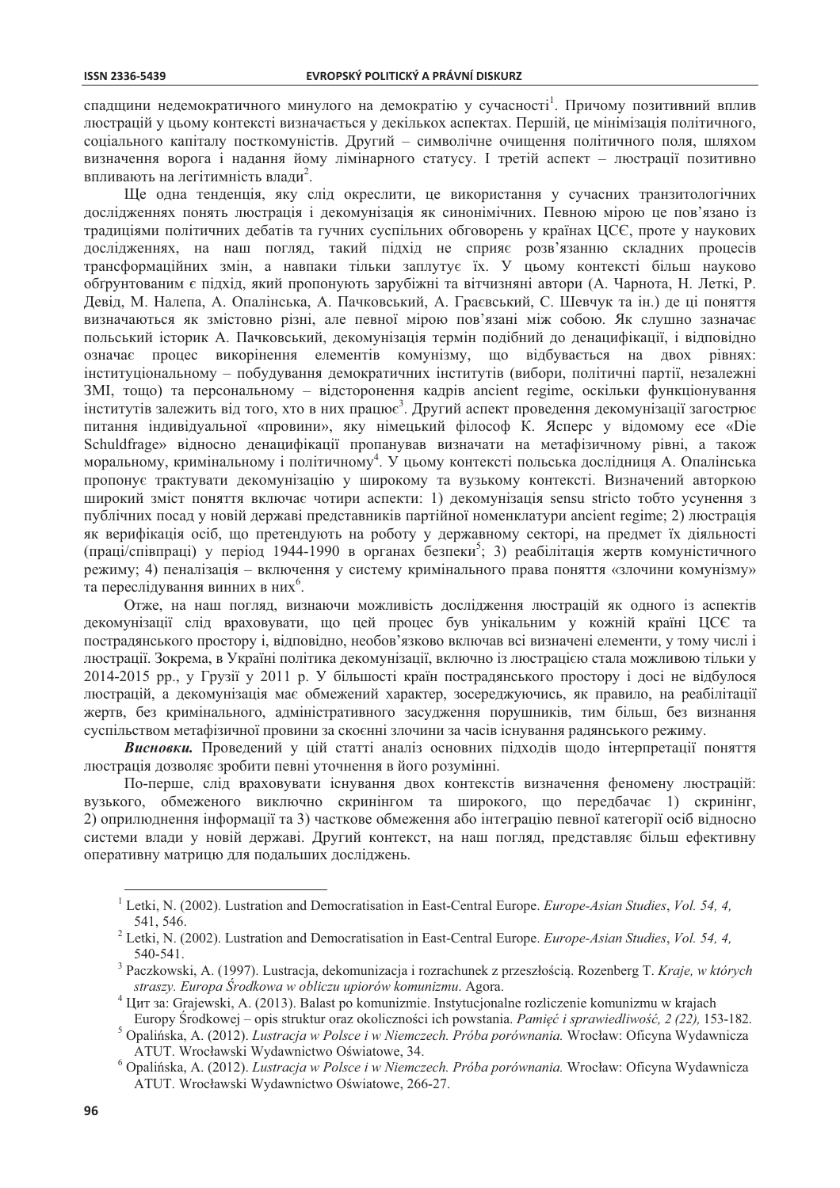спадщини недемократичного минулого на демократію у сучасності[1]. Причому позитивний вплив люстрацій у цьому контексті визначається у декількох аспектах. Перший, це мінімізація політичного, соціального капіталу посткомуністів. Другий – символічне очищення політичного поля, шляхом визначення ворога і надання йому лімінарного статусу. І третій аспект – люстрації позитивно впливають на легітимність влади[2].

Ще одна тенденція, яку слід окреслити, це використання у сучасних транзитологічних дослідженнях понять люстрація і декомунізація як синонімічних. Певною мірою це пов'язано із традиціями політичних дебатів та гучних суспільних обговорень у країнах ЦСЄ, проте у наукових дослідженнях, на наш погляд, такий підхід не сприяє розв'язанню складних процесів трансформаційних змін, а навпаки тільки заплутує їх. У цьому контексті більш науково обгрунтованим є підхід, який пропонують зарубіжні та вітчизняні автори (А. Чарнота, Н. Леткі, Р. Девід, М. Налепа, А. Опалінська, А. Пачковський, А. Граєвський, С. Шевчук та ін.) де ці поняття визначаються як змістовно різні, але певної мірою пов'язані між собою. Як слушно зазначає польський історик А. Пачковський, декомунізація термін подібний до денацифікації, і відповідно означає процес викорінення елементів комунізму, що відбувається на двох рівнях: інституціональному – побудування демократичних інститутів (вибори, політичні партії, незалежні ЗМІ, тощо) та персональному – відсторонення кадрів ancient regime, оскільки функціонування інститутів залежить від того, хто в них працює[3]. Другий аспект проведення декомунізації загострює питання індивідуальної «провини», яку німецький філософ К. Ясперс у відомому есе «Die Schuldfrage» відносно денацифікації пропанував визначати на метафізичному рівні, а також моральному, кримінальному і політичному[4]. У цьому контексті польська дослідниця А. Опалінська пропонує трактувати декомунізацію у широкому та вузькому контексті. Визначений авторкою широкий зміст поняття включає чотири аспекти: 1) декомунізація sensu stricto тобто усунення з публічних посад у новій державі представників партійної номенклатури ancient regime; 2) люстрація як верифікація осіб, що претендують на роботу у державному секторі, на предмет їх діяльності (праці/співпраці) у період 1944-1990 в органах безпеки[5]; 3) реабілітація жертв комуністичного режиму; 4) пеналізація – включення у систему кримінального права поняття «злочини комунізму» та переслідування винних в них[6].

Отже, на наш погляд, визнаючи можливість дослідження люстрацій як одного із аспектів декомунізації слід враховувати, що цей процес був унікальним у кожній країні ЦСЄ та пострадянського простору і, відповідно, необов'язково включав всі визначені елементи, у тому числі і люстрації. Зокрема, в Україні політика декомунізації, включно із люстрацією стала можливою тільки у 2014-2015 рр., у Грузії у 2011 р. У більшості країн пострадянського простору і досі не відбулося люстрацій, а декомунізація має обмежений характер, зосереджуючись, як правило, на реабілітації жертв, без кримінального, адміністративного засудження порушників, тим більш, без визнання суспільством метафізичної провини за скоєнні злочини за часів існування радянського режиму.

***Висновки.*** Проведений у цій статті аналіз основних підходів щодо інтерпретації поняття люстрація дозволяє зробити певні уточнення в його розумінні.

По-перше, слід враховувати існування двох контекстів визначення феномену люстрацій: вузького, обмеженого виключно скринінгом та широкого, що передбачає 1) скринінг, 2) оприлюднення інформації та 3) часткове обмеження або інтеграцію певної категорії осіб відносно системи влади у новій державі. Другий контекст, на наш погляд, представляє більш ефективну оперативну матрицю для подальших досліджень.

---

[1] Letki, N. (2002). Lustration and Democratisation in East-Central Europe. *Europe-Asian Studies*, *Vol. 54, 4,* 541, 546.

[2] Letki, N. (2002). Lustration and Democratisation in East-Central Europe. *Europe-Asian Studies*, *Vol. 54, 4,* 540-541.

[3] Paczkowski, A. (1997). Lustracja, dekomunizacja i rozrachunek z przeszłością. Rozenberg T. *Kraje, w których straszy. Europa Środkowa w obliczu upiorów komunizmu*. Agora.

[4] Цит за: Grajewski, A. (2013). Balast po komunizmie. Instytucjonalne rozliczenie komunizmu w krajach Europy Środkowej – opis struktur oraz okoliczności ich powstania. *Pamięć i sprawiedliwość, 2 (22),* 153-182.

[5] Opalińska, A. (2012). *Lustracja w Polsce i w Niemczech. Próba porównania.* Wrocław: Oficyna Wydawnicza ATUT. Wrocławski Wydawnictwo Oświatowe, 34.

[6] Opalińska, A. (2012). *Lustracja w Polsce i w Niemczech. Próba porównania.* Wrocław: Oficyna Wydawnicza ATUT. Wrocławski Wydawnictwo Oświatowe, 266-27.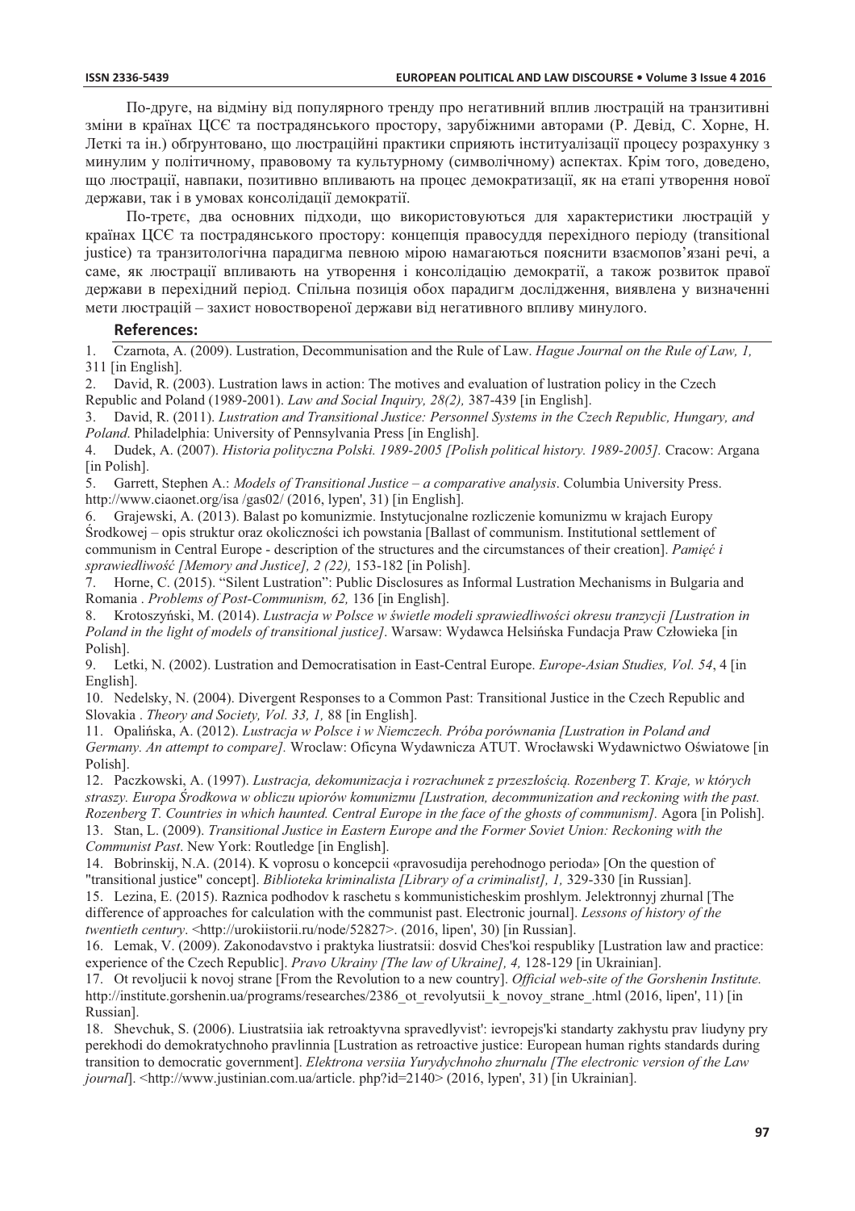По-друге, на відміну від популярного тренду про негативний вплив люстрацій на транзитивні зміни в країнах ЦСЄ та пострадянського простору, зарубіжними авторами (Р. Девід, С. Хорне, Н. Леткі та ін.) обгрунтовано, що люстраційні практики сприяють інституалізації процесу розрахунку з минулим у політичному, правовому та культурному (символічному) аспектах. Крім того, доведено, що люстрації, навпаки, позитивно впливають на процес демократизації, як на етапі утворення нової держави, так і в умовах консолідації демократії.

По-третє, два основних підходи, що використовуються для характеристики люстрацій у країнах ЦСЄ та пострадянського простору: концепція правосуддя перехідного періоду (transitional justice) та транзитологічна парадигма певною мірою намагаються пояснити взаємопов'язані речі, а саме, як люстрації впливають на утворення і консолідацію демократії, а також розвиток правої держави в перехідний період. Спільна позиція обох парадигм дослідження, виявлена у визначенні мети люстрацій – захист новоствореної держави від негативного впливу минулого.

## References:

1. Czarnota, A. (2009). Lustration, Decommunisation and the Rule of Law. *Hague Journal on the Rule of Law, 1,* 311 [in English].
2. David, R. (2003). Lustration laws in action: The motives and evaluation of lustration policy in the Czech Republic and Poland (1989-2001). *Law and Social Inquiry, 28(2),* 387-439 [in English].
3. David, R. (2011). *Lustration and Transitional Justice: Personnel Systems in the Czech Republic, Hungary, and Poland.* Philadelphia: University of Pennsylvania Press [in English].
4. Dudek, A. (2007). *Historia polityczna Polski. 1989-2005 [Polish political history. 1989-2005].* Cracow: Argana [in Polish].
5. Garrett, Stephen A.: *Models of Transitional Justice – a comparative analysis*. Columbia University Press. http://www.ciaonet.org/isa /gas02/ (2016, lypen', 31) [in English].
6. Grajewski, A. (2013). Balast po komunizmie. Instytucjonalne rozliczenie komunizmu w krajach Europy Środkowej – opis struktur oraz okoliczności ich powstania [Ballast of communism. Institutional settlement of communism in Central Europe - description of the structures and the circumstances of their creation]. *Pamięć i sprawiedliwość [Memory and Justice], 2 (22),* 153-182 [in Polish].
7. Horne, C. (2015). "Silent Lustration": Public Disclosures as Informal Lustration Mechanisms in Bulgaria and Romania . *Problems of Post-Communism, 62,* 136 [in English].
8. Krotoszyński, M. (2014). *Lustracja w Polsce w świetle modeli sprawiedliwości okresu tranzycji [Lustration in Poland in the light of models of transitional justice]*. Warsaw: Wydawca Helsińska Fundacja Praw Człowieka [in Polish].
9. Letki, N. (2002). Lustration and Democratisation in East-Central Europe. *Europe-Asian Studies, Vol. 54*, 4 [in English].
10. Nedelsky, N. (2004). Divergent Responses to a Common Past: Transitional Justice in the Czech Republic and Slovakia . *Theory and Society, Vol. 33, 1,* 88 [in English].
11. Opalińska, A. (2012). *Lustracja w Polsce i w Niemczech. Próba porównania [Lustration in Poland and Germany. An attempt to compare].* Wroclaw: Oficyna Wydawnicza ATUT. Wrocławski Wydawnictwo Oświatowe [in Polish].
12. Paczkowski, A. (1997). *Lustracja, dekomunizacja i rozrachunek z przeszłością. Rozenberg T. Kraje, w których straszy. Europa Środkowa w obliczu upiorów komunizmu [Lustration, decommunization and reckoning with the past. Rozenberg T. Countries in which haunted. Central Europe in the face of the ghosts of communism].* Agora [in Polish].
13. Stan, L. (2009). *Transitional Justice in Eastern Europe and the Former Soviet Union: Reckoning with the Communist Past*. New York: Routledge [in English].
14. Bobrinskij, N.A. (2014). K voprosu o koncepcii «pravosudija perehodnogo perioda» [On the question of "transitional justice" concept]. *Biblioteka kriminalista [Library of a criminalist], 1,* 329-330 [in Russian].
15. Lezina, E. (2015). Raznica podhodov k raschetu s kommunisticheskim proshlym. Jelektronnyj zhurnal [The difference of approaches for calculation with the communist past. Electronic journal]. *Lessons of history of the twentieth century*. <http://urokiistorii.ru/node/52827>. (2016, lipen', 30) [in Russian].
16. Lemak, V. (2009). Zakonodavstvo i praktyka liustratsii: dosvid Ches'koi respubliky [Lustration law and practice: experience of the Czech Republic]. *Pravo Ukrainy [The law of Ukraine], 4,* 128-129 [in Ukrainian].
17. Ot revoljucii k novoj strane [From the Revolution to a new country]. *Official web-site of the Gorshenin Institute.* http://institute.gorshenin.ua/programs/researches/2386_ot_revolyutsii_k_novoy_strane_.html (2016, lipen', 11) [in Russian].
18. Shevchuk, S. (2006). Liustratsiia iak retroaktyvna spravedlyvist': ievropejs'ki standarty zakhystu prav liudyny pry perekhodi do demokratychnoho pravlinnia [Lustration as retroactive justice: European human rights standards during transition to democratic government]. *Elektrona versiia Yurydychnoho zhurnalu [The electronic version of the Law journal*]. <http://www.justinian.com.ua/article. php?id=2140> (2016, lypen', 31) [in Ukrainian].